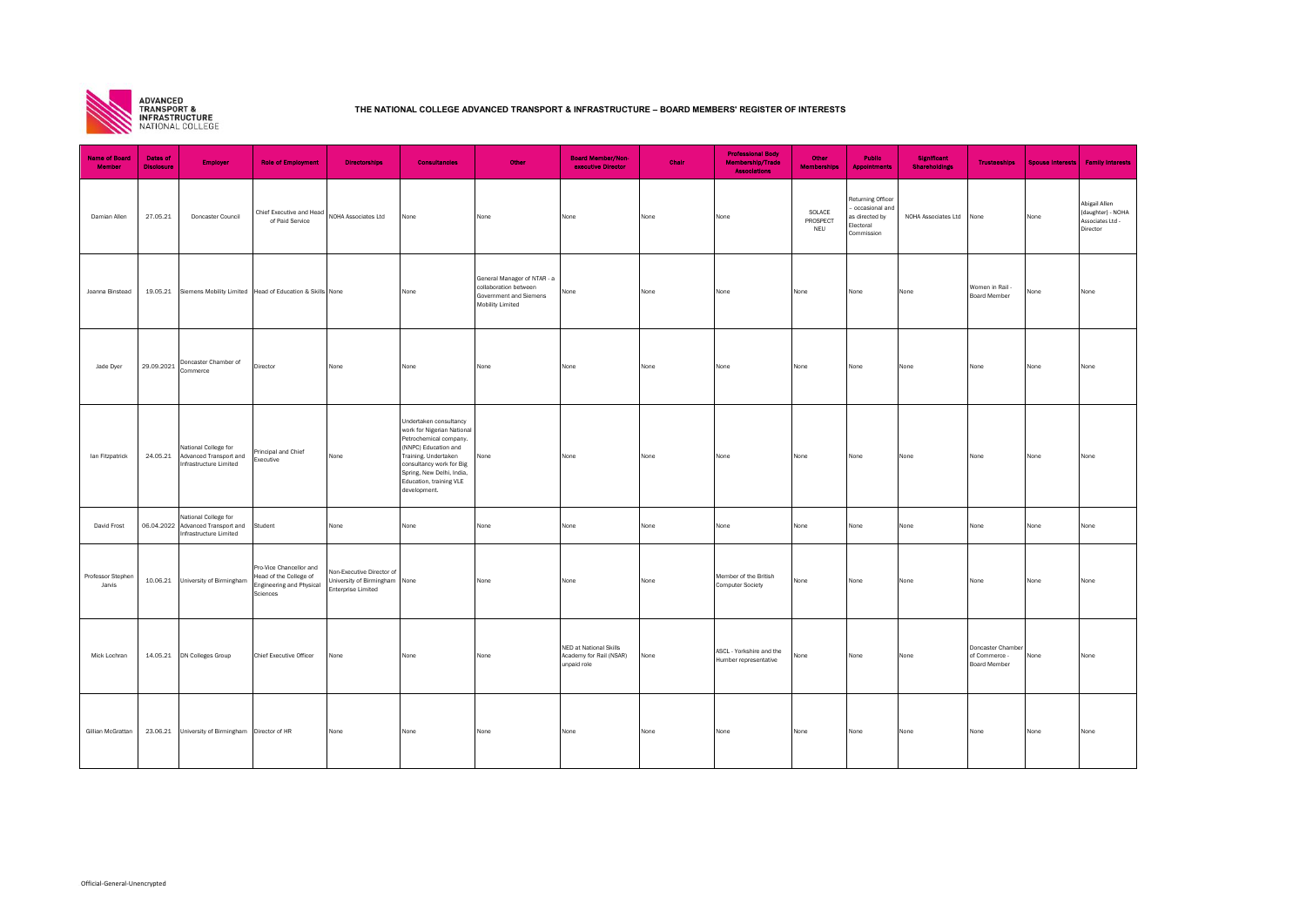ADVANCED TRANSPORT & INFRASTRUCTURE NATIONAL COLLEGE

# THE NATIONAL COLLEGE ADVANCED TRANSPORT & INFRASTRUCTURE – BOARD MEMBERS' REGISTER OF INTERESTS

| Name of Board Member | Dates of Disclosure | Employer | Role of Employment | Directorships | Consultancies | Other | Board Member/Non-executive Director | Chair | Professional Body Membership/Trade Associations | Other Memberships | Public Appointments | Significant Shareholdings | Trusteeships | Spouse Interests | Family Interests |
|---|---|---|---|---|---|---|---|---|---|---|---|---|---|---|---|
| Damian Allen | 27.05.21 | Doncaster Council | Chief Executive and Head of Paid Service | NOHA Associates Ltd | None | None | None | None | None | SOLACE PROSPECT NEU | Returning Officer - occasional and as directed by Electoral Commission | NOHA Associates Ltd | None | None | Abigail Allen (daughter) - NOHA Associates Ltd - Director |
| Joanna Binstead | 19.05.21 | Siemens Mobility Limited | Head of Education & Skills | None | None | General Manager of NTAR - a collaboration between Government and Siemens Mobility Limited | None | None | None | None | None | None | Women in Rail - Board Member | None | None |
| Jade Dyer | 29.09.2021 | Doncaster Chamber of Commerce | Director | None | None | None | None | None | None | None | None | None | None | None | None |
| Ian Fitzpatrick | 24.05.21 | National College for Advanced Transport and Infrastructure Limited | Principal and Chief Executive | None | Undertaken consultancy work for Nigerian National Petrochemical company. (NNPC) Education and Training. Undertaken consultancy work for Big Spring, New Delhi, India, Education, training VLE development. | None | None | None | None | None | None | None | None | None | None |
| David Frost | 06.04.2022 | National College for Advanced Transport and Infrastructure Limited | Student | None | None | None | None | None | None | None | None | None | None | None | None |
| Professor Stephen Jarvis | 10.06.21 | University of Birmingham | Pro-Vice Chancellor and Head of the College of Engineering and Physical Sciences | Non-Executive Director of University of Birmingham Enterprise Limited | None | None | None | None | Member of the British Computer Society | None | None | None | None | None | None |
| Mick Lochran | 14.05.21 | DN Colleges Group | Chief Executive Officer | None | None | None | NED at National Skills Academy for Rail (NSAR) unpaid role | None | ASCL - Yorkshire and the Humber representative | None | None | None | Doncaster Chamber of Commerce - Board Member | None | None |
| Gillian McGrattan | 23.06.21 | University of Birmingham | Director of HR | None | None | None | None | None | None | None | None | None | None | None | None |

Official-General-Unencrypted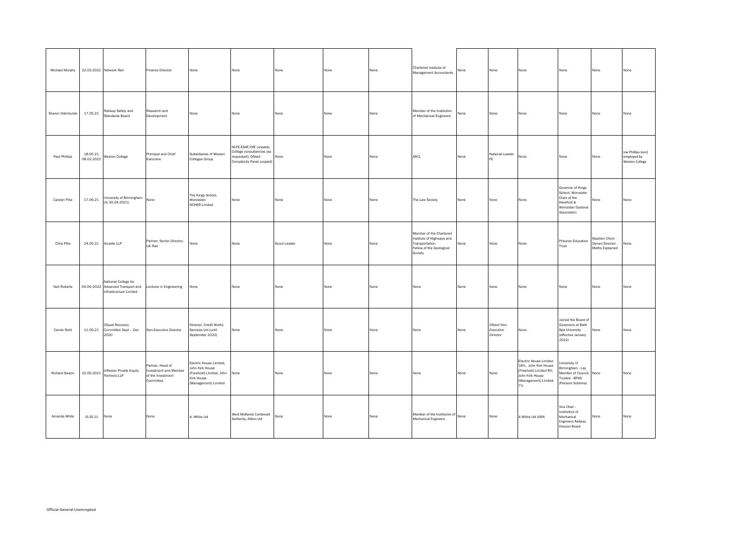| | | | | | | | | | | | | | | | |
|---|---|---|---|---|---|---|---|---|---|---|---|---|---|---|---|
| Michael Murphy | 22.03.2022 | Network Rail | Finance Director | None | None | None | None | None | Chartered Institute of Management Accountants | None | None | None | None | None | None |
| Sharon Odentunde | 17.05.21 | Railway Safety and Standards Board | Research and Development | None | None | None | None | None | Member of the Institution of Mechanical Engineers | None | None | None | None | None | None |
| Paul Phillips | 18.05.21 08.02.2022 | Weston College | Principal and Chief Executive | Subsidiaries of Weston Colleges Group | NLFE-ESAF/DfE (unpaid), College consultancies (as requested), Ofsted Complaints Panel (unpaid) | None | None | None | ASCL | None | National Leader FE | None | None | None | Joe Phillips (son) employed by Weston College |
| Carolyn Pike | 17.06.21 | University of Birmingham (to 30.04.2021) | None | The Kings School, Worcester: NCHSR Limited | None | None | None | None | The Law Society | None | None | None | Governor of Kings School, Worcester Chair of the Hereford & Worcester Dyslexia Association | None | None |
| Chris Pike | 24.05.21 | Arcadis LLP | Partner, Sector Director, UK Rail | None | None | Scout Leader | None | None | Member of the Chartered Institute of Highways and Transportation. Fellow of the Geological Society | None | None | None | Prisoner Education Trust | Stephen Chinn - Owner/Director - Maths Explained | None |
| Neil Roberts | 04.04/2022 | National College for Advanced Transport and Infrastructure Limited | Lecturer in Engineering | None | None | None | None | None | None | None | None | None | None | None | None |
| Carole Stott | 11.05.21 | Ofqual Recovery Committee Sept – *Dec 2020* | Non-Executive Director | Director, Credit Works Services Ltd (until September 2020) | None | None | None | None | None | None | *Ofsted Non-Executive Director* | None | Joined the Board of Governors at Bath Spa University (effective January 2022) | None | None |
| Richard Swann | 10.05.2021 | Inflexion Private Equity Partners LLP | Partner, Head of Investment and Member of the Investment Committee | Electric House Limited, John Kirk House (Freehold) Limited, John Kirk House (Management) Limited | None | None | None | None | None | None | None | Electric House Limited 18%, John Kirk House (Freehold) Limited 8%, John Kirk House (Management) Limited 7% | University of Birmingham - Lay Member of Council, Trustee - BPAS (Pension Scheme) | None | None |
| Amanda White | 15.05.21 | None | None | A. White Ltd | West Midlands Combined Authority, Atkins Ltd | None | None | None | Member of the Institution of Mechanical Engineers | None | None | A White Ltd 100% | Vice Chair - Institution of Mechanical Engineers Railway Division Board | None | None |

Official-General-Unencrypted